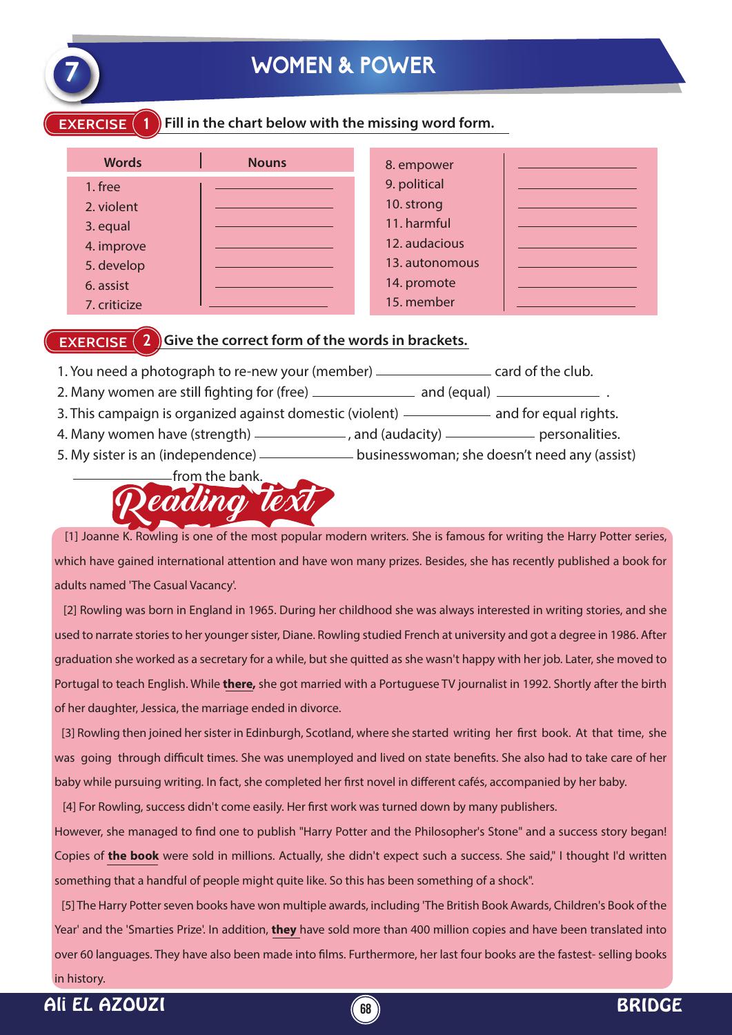# 7 WOMEN & POWER

## EXERCISE 1 Fill in the chart below with the missing word form.

| Words | Nouns |
|---|---|
| 1. free | ____________ |
| 2. violent | ____________ |
| 3. equal | ____________ |
| 4. improve | ____________ |
| 5. develop | ____________ |
| 6. assist | ____________ |
| 7. criticize | ____________ |
| 8. empower | ____________ |
| 9. political | ____________ |
| 10. strong | ____________ |
| 11. harmful | ____________ |
| 12. audacious | ____________ |
| 13. autonomous | ____________ |
| 14. promote | ____________ |
| 15. member | ____________ |

## EXERCISE 2 Give the correct form of the words in brackets.

1. You need a photograph to re-new your (member) ____________ card of the club.
2. Many women are still fighting for (free) ____________ and (equal) ____________ .
3. This campaign is organized against domestic (violent) ____________ and for equal rights.
4. Many women have (strength) ____________ , and (audacity) ____________ personalities.
5. My sister is an (independence) ____________ businesswoman; she doesn't need any (assist) ____________ from the bank.

## Reading text

[1] Joanne K. Rowling is one of the most popular modern writers. She is famous for writing the Harry Potter series, which have gained international attention and have won many prizes. Besides, she has recently published a book for adults named 'The Casual Vacancy'.

[2] Rowling was born in England in 1965. During her childhood she was always interested in writing stories, and she used to narrate stories to her younger sister, Diane. Rowling studied French at university and got a degree in 1986. After graduation she worked as a secretary for a while, but she quitted as she wasn't happy with her job. Later, she moved to Portugal to teach English. While **there,** she got married with a Portuguese TV journalist in 1992. Shortly after the birth of her daughter, Jessica, the marriage ended in divorce.

[3] Rowling then joined her sister in Edinburgh, Scotland, where she started writing her first book. At that time, she was going through difficult times. She was unemployed and lived on state benefits. She also had to take care of her baby while pursuing writing. In fact, she completed her first novel in different cafés, accompanied by her baby.

[4] For Rowling, success didn't come easily. Her first work was turned down by many publishers. However, she managed to find one to publish "Harry Potter and the Philosopher's Stone" and a success story began! Copies of **the book** were sold in millions. Actually, she didn't expect such a success. She said," I thought I'd written something that a handful of people might quite like. So this has been something of a shock".

[5] The Harry Potter seven books have won multiple awards, including 'The British Book Awards, Children's Book of the Year' and the 'Smarties Prize'. In addition, **they** have sold more than 400 million copies and have been translated into over 60 languages. They have also been made into films. Furthermore, her last four books are the fastest- selling books in history.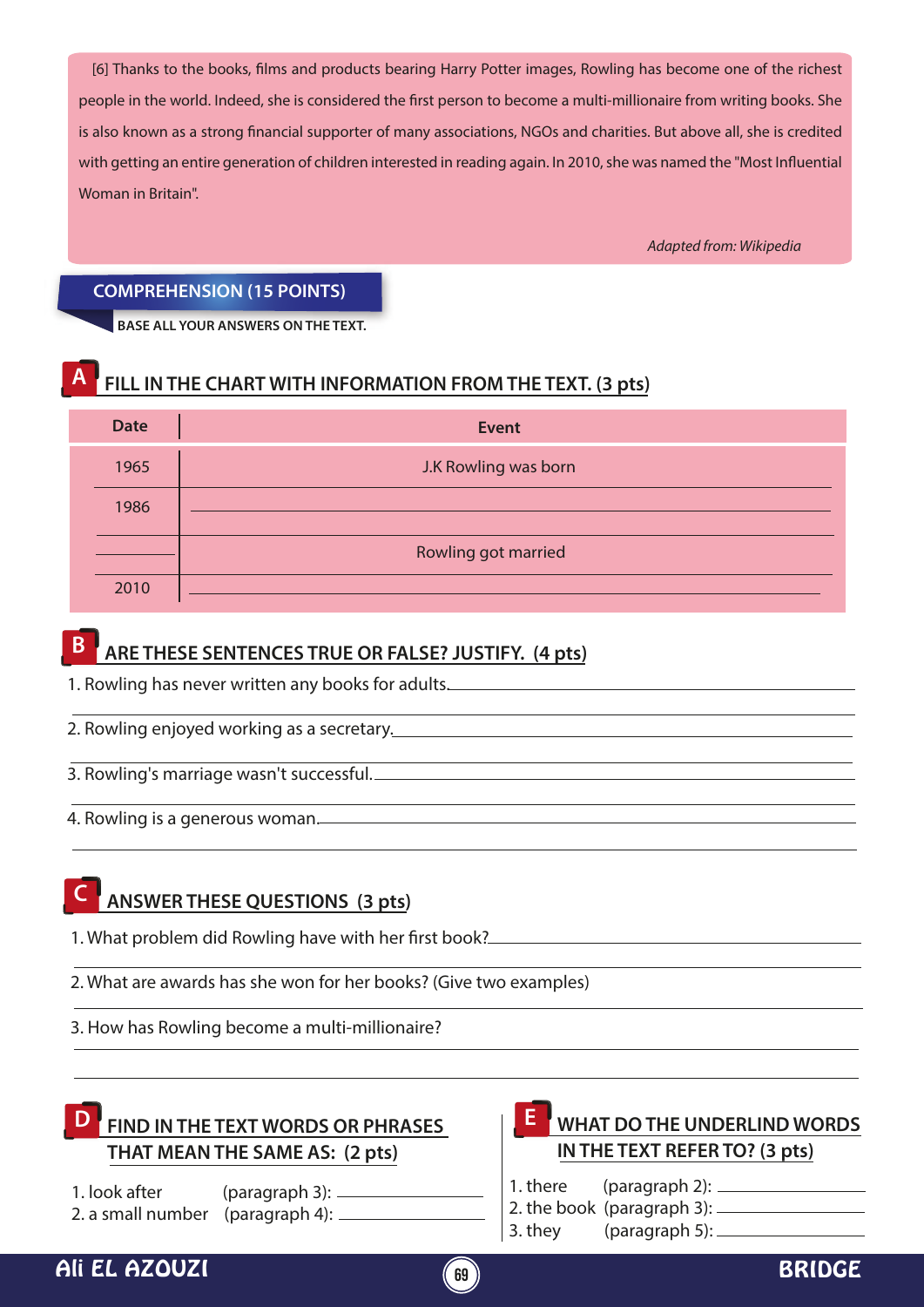[6] Thanks to the books, films and products bearing Harry Potter images, Rowling has become one of the richest people in the world. Indeed, she is considered the first person to become a multi-millionaire from writing books. She is also known as a strong financial supporter of many associations, NGOs and charities. But above all, she is credited with getting an entire generation of children interested in reading again. In 2010, she was named the "Most Influential Woman in Britain".

*Adapted from: Wikipedia*

## COMPREHENSION (15 POINTS)

**BASE ALL YOUR ANSWERS ON THE TEXT.**

### A FILL IN THE CHART WITH INFORMATION FROM THE TEXT. (3 pts)

| Date | Event |
|---|---|
| 1965 | J.K Rowling was born |
| 1986 | ______________ |
| ______ | Rowling got married |
| 2010 | ______________ |

### B ARE THESE SENTENCES TRUE OR FALSE? JUSTIFY. (4 pts)

1. Rowling has never written any books for adults. ______________
2. Rowling enjoyed working as a secretary. ______________
3. Rowling's marriage wasn't successful. ______________
4. Rowling is a generous woman. ______________

### C ANSWER THESE QUESTIONS (3 pts)

1. What problem did Rowling have with her first book? ______________
2. What are awards has she won for her books? (Give two examples) ______________
3. How has Rowling become a multi-millionaire? ______________

### D FIND IN THE TEXT WORDS OR PHRASES THAT MEAN THE SAME AS: (2 pts)

1. look after (paragraph 3): ______________
2. a small number (paragraph 4): ______________

### E WHAT DO THE UNDERLIND WORDS IN THE TEXT REFER TO? (3 pts)

1. there (paragraph 2): ______________
2. the book (paragraph 3): ______________
3. they (paragraph 5): ______________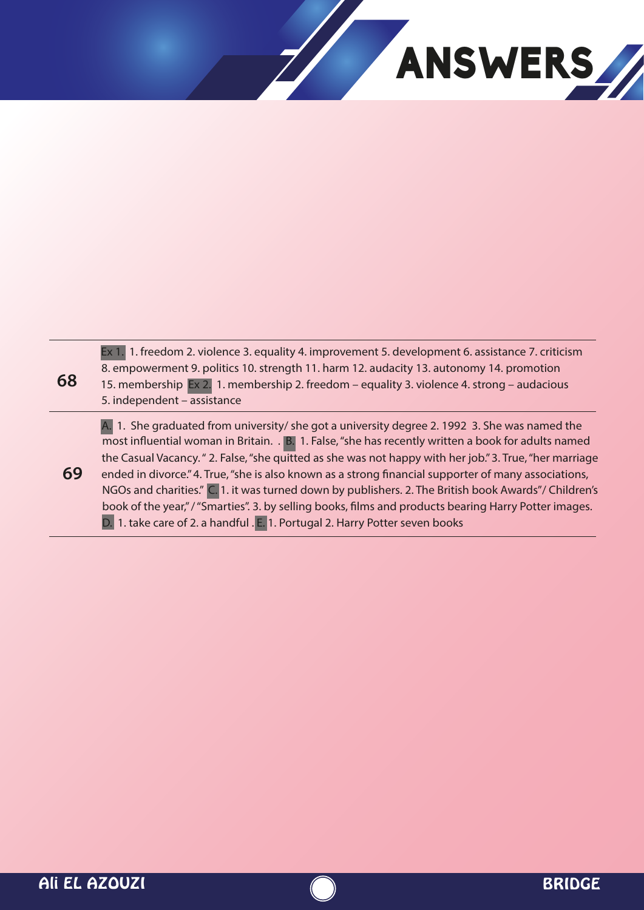# ANSWERS

| | |
|---|---|
| 68 | Ex 1. 1. freedom 2. violence 3. equality 4. improvement 5. development 6. assistance 7. criticism 8. empowerment 9. politics 10. strength 11. harm 12. audacity 13. autonomy 14. promotion 15. membership Ex 2. 1. membership 2. freedom – equality 3. violence 4. strong – audacious 5. independent – assistance |
| 69 | A. 1. She graduated from university/ she got a university degree 2. 1992 3. She was named the most influential woman in Britain. . B. 1. False, "she has recently written a book for adults named the Casual Vacancy. " 2. False, "she quitted as she was not happy with her job." 3. True, "her marriage ended in divorce." 4. True, "she is also known as a strong financial supporter of many associations, NGOs and charities." C. 1. it was turned down by publishers. 2. The British book Awards"/ Children's book of the year," / "Smarties". 3. by selling books, films and products bearing Harry Potter images. D. 1. take care of 2. a handful . E. 1. Portugal 2. Harry Potter seven books |